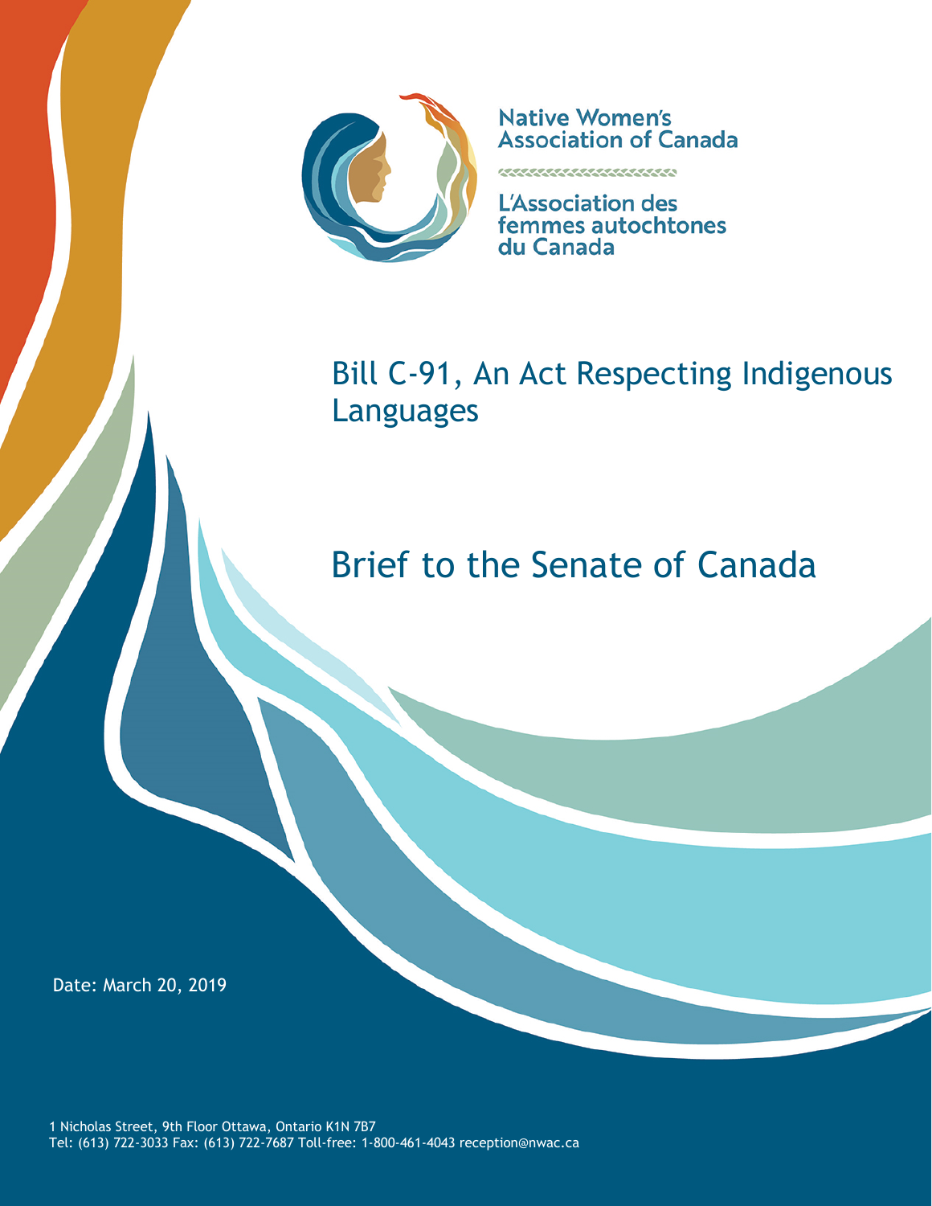Native Women's Association of Canada

L'Association des femmes autochtones du Canada

# Bill C-91, An Act Respecting Indigenous Languages

# Brief to the Senate of Canada

Date: March 20, 2019

1 Nicholas Street, 9th Floor Ottawa, Ontario K1N 7B7
Tel: (613) 722-3033 Fax: (613) 722-7687 Toll-free: 1-800-461-4043 reception@nwac.ca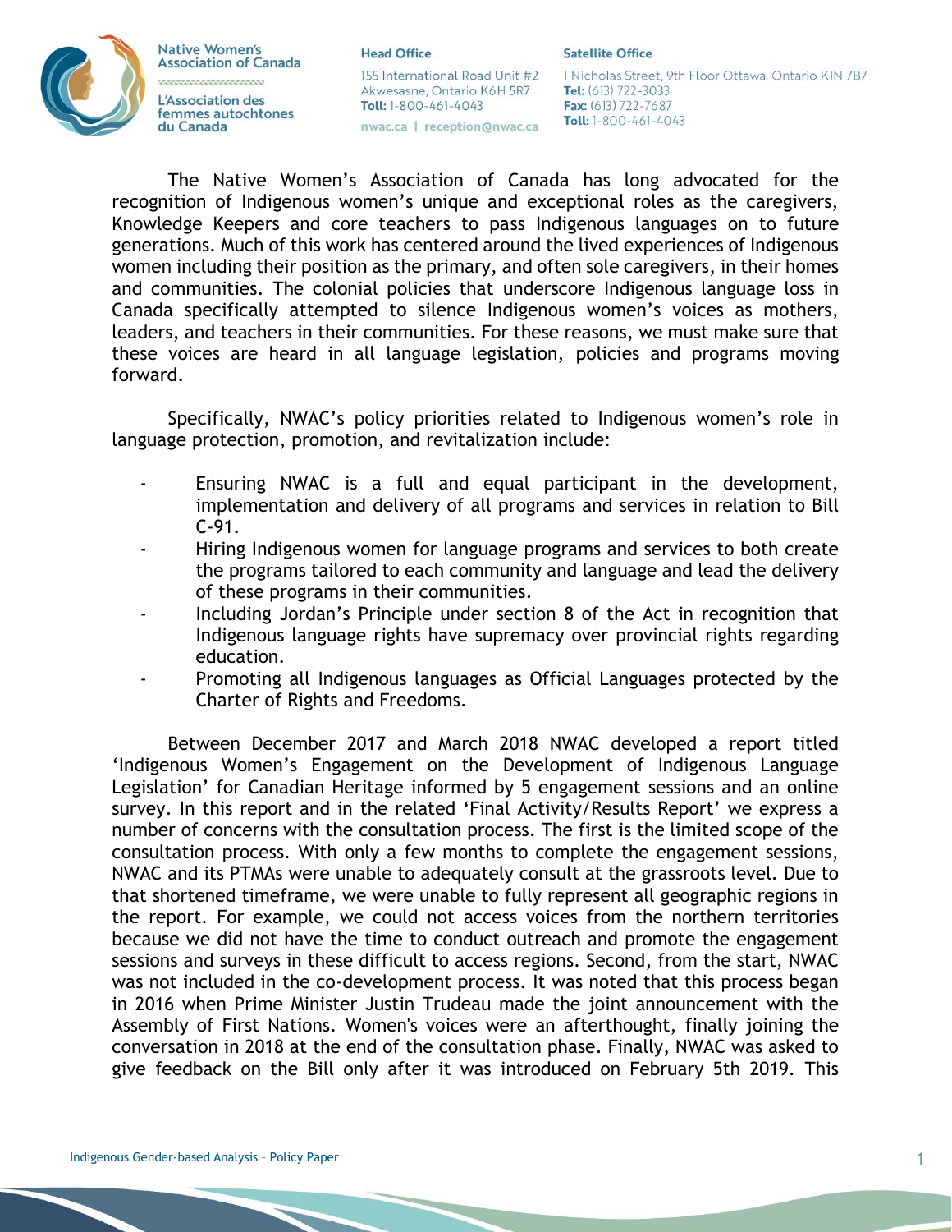The Native Women's Association of Canada has long advocated for the recognition of Indigenous women's unique and exceptional roles as the caregivers, Knowledge Keepers and core teachers to pass Indigenous languages on to future generations. Much of this work has centered around the lived experiences of Indigenous women including their position as the primary, and often sole caregivers, in their homes and communities. The colonial policies that underscore Indigenous language loss in Canada specifically attempted to silence Indigenous women's voices as mothers, leaders, and teachers in their communities. For these reasons, we must make sure that these voices are heard in all language legislation, policies and programs moving forward.

Specifically, NWAC's policy priorities related to Indigenous women's role in language protection, promotion, and revitalization include:

- Ensuring NWAC is a full and equal participant in the development, implementation and delivery of all programs and services in relation to Bill C-91.
- Hiring Indigenous women for language programs and services to both create the programs tailored to each community and language and lead the delivery of these programs in their communities.
- Including Jordan's Principle under section 8 of the Act in recognition that Indigenous language rights have supremacy over provincial rights regarding education.
- Promoting all Indigenous languages as Official Languages protected by the Charter of Rights and Freedoms.

Between December 2017 and March 2018 NWAC developed a report titled 'Indigenous Women's Engagement on the Development of Indigenous Language Legislation' for Canadian Heritage informed by 5 engagement sessions and an online survey. In this report and in the related 'Final Activity/Results Report' we express a number of concerns with the consultation process. The first is the limited scope of the consultation process. With only a few months to complete the engagement sessions, NWAC and its PTMAs were unable to adequately consult at the grassroots level. Due to that shortened timeframe, we were unable to fully represent all geographic regions in the report. For example, we could not access voices from the northern territories because we did not have the time to conduct outreach and promote the engagement sessions and surveys in these difficult to access regions. Second, from the start, NWAC was not included in the co-development process. It was noted that this process began in 2016 when Prime Minister Justin Trudeau made the joint announcement with the Assembly of First Nations. Women's voices were an afterthought, finally joining the conversation in 2018 at the end of the consultation phase. Finally, NWAC was asked to give feedback on the Bill only after it was introduced on February 5th 2019. This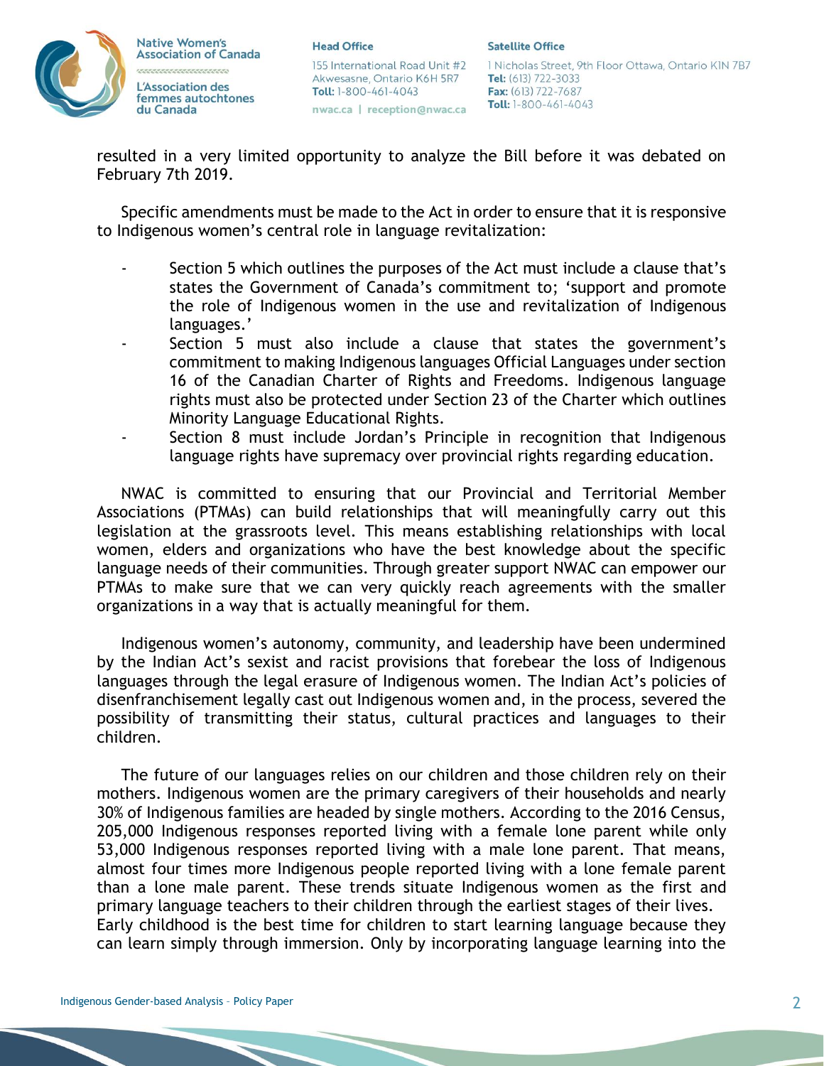resulted in a very limited opportunity to analyze the Bill before it was debated on February 7th 2019.

Specific amendments must be made to the Act in order to ensure that it is responsive to Indigenous women's central role in language revitalization:

- Section 5 which outlines the purposes of the Act must include a clause that's states the Government of Canada's commitment to; 'support and promote the role of Indigenous women in the use and revitalization of Indigenous languages.'
- Section 5 must also include a clause that states the government's commitment to making Indigenous languages Official Languages under section 16 of the Canadian Charter of Rights and Freedoms. Indigenous language rights must also be protected under Section 23 of the Charter which outlines Minority Language Educational Rights.
- Section 8 must include Jordan's Principle in recognition that Indigenous language rights have supremacy over provincial rights regarding education.

NWAC is committed to ensuring that our Provincial and Territorial Member Associations (PTMAs) can build relationships that will meaningfully carry out this legislation at the grassroots level. This means establishing relationships with local women, elders and organizations who have the best knowledge about the specific language needs of their communities. Through greater support NWAC can empower our PTMAs to make sure that we can very quickly reach agreements with the smaller organizations in a way that is actually meaningful for them.

Indigenous women's autonomy, community, and leadership have been undermined by the Indian Act's sexist and racist provisions that forebear the loss of Indigenous languages through the legal erasure of Indigenous women. The Indian Act's policies of disenfranchisement legally cast out Indigenous women and, in the process, severed the possibility of transmitting their status, cultural practices and languages to their children.

The future of our languages relies on our children and those children rely on their mothers. Indigenous women are the primary caregivers of their households and nearly 30% of Indigenous families are headed by single mothers. According to the 2016 Census, 205,000 Indigenous responses reported living with a female lone parent while only 53,000 Indigenous responses reported living with a male lone parent. That means, almost four times more Indigenous people reported living with a lone female parent than a lone male parent. These trends situate Indigenous women as the first and primary language teachers to their children through the earliest stages of their lives.
Early childhood is the best time for children to start learning language because they can learn simply through immersion. Only by incorporating language learning into the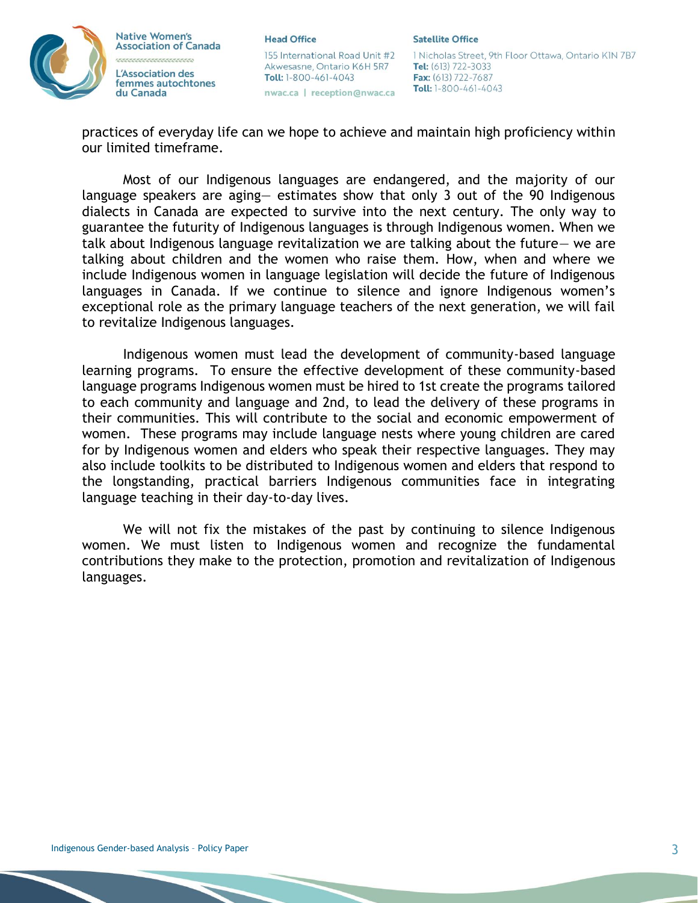practices of everyday life can we hope to achieve and maintain high proficiency within our limited timeframe.

Most of our Indigenous languages are endangered, and the majority of our language speakers are aging— estimates show that only 3 out of the 90 Indigenous dialects in Canada are expected to survive into the next century. The only way to guarantee the futurity of Indigenous languages is through Indigenous women. When we talk about Indigenous language revitalization we are talking about the future— we are talking about children and the women who raise them. How, when and where we include Indigenous women in language legislation will decide the future of Indigenous languages in Canada. If we continue to silence and ignore Indigenous women's exceptional role as the primary language teachers of the next generation, we will fail to revitalize Indigenous languages.

Indigenous women must lead the development of community-based language learning programs. To ensure the effective development of these community-based language programs Indigenous women must be hired to 1st create the programs tailored to each community and language and 2nd, to lead the delivery of these programs in their communities. This will contribute to the social and economic empowerment of women. These programs may include language nests where young children are cared for by Indigenous women and elders who speak their respective languages. They may also include toolkits to be distributed to Indigenous women and elders that respond to the longstanding, practical barriers Indigenous communities face in integrating language teaching in their day-to-day lives.

We will not fix the mistakes of the past by continuing to silence Indigenous women. We must listen to Indigenous women and recognize the fundamental contributions they make to the protection, promotion and revitalization of Indigenous languages.